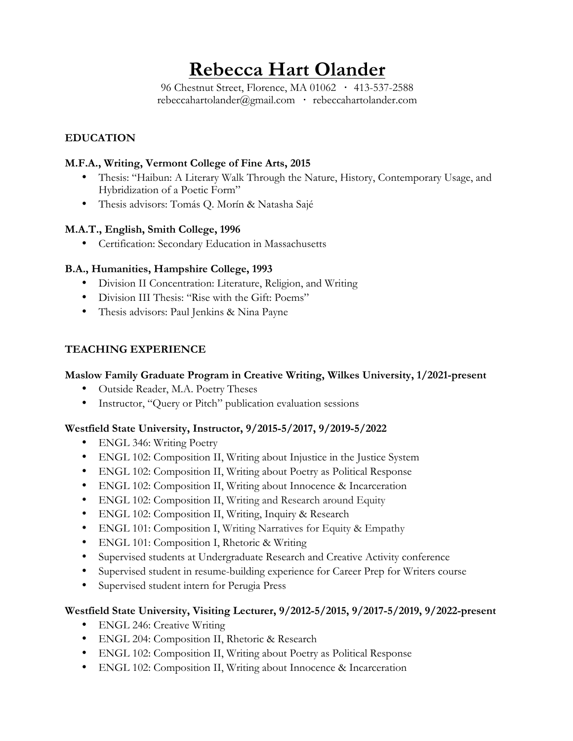# Rebecca Hart Olander

96 Chestnut Street, Florence, MA 01062 · 413-537-2588
rebeccahartolander@gmail.com · rebeccahartolander.com

## EDUCATION

### M.F.A., Writing, Vermont College of Fine Arts, 2015

- Thesis: "Haibun: A Literary Walk Through the Nature, History, Contemporary Usage, and Hybridization of a Poetic Form"
- Thesis advisors: Tomás Q. Morín & Natasha Sajé

### M.A.T., English, Smith College, 1996

- Certification: Secondary Education in Massachusetts

### B.A., Humanities, Hampshire College, 1993

- Division II Concentration: Literature, Religion, and Writing
- Division III Thesis: "Rise with the Gift: Poems"
- Thesis advisors: Paul Jenkins & Nina Payne

## TEACHING EXPERIENCE

### Maslow Family Graduate Program in Creative Writing, Wilkes University, 1/2021-present

- Outside Reader, M.A. Poetry Theses
- Instructor, "Query or Pitch" publication evaluation sessions

### Westfield State University, Instructor, 9/2015-5/2017, 9/2019-5/2022

- ENGL 346: Writing Poetry
- ENGL 102: Composition II, Writing about Injustice in the Justice System
- ENGL 102: Composition II, Writing about Poetry as Political Response
- ENGL 102: Composition II, Writing about Innocence & Incarceration
- ENGL 102: Composition II, Writing and Research around Equity
- ENGL 102: Composition II, Writing, Inquiry & Research
- ENGL 101: Composition I, Writing Narratives for Equity & Empathy
- ENGL 101: Composition I, Rhetoric & Writing
- Supervised students at Undergraduate Research and Creative Activity conference
- Supervised student in resume-building experience for Career Prep for Writers course
- Supervised student intern for Perugia Press

### Westfield State University, Visiting Lecturer, 9/2012-5/2015, 9/2017-5/2019, 9/2022-present

- ENGL 246: Creative Writing
- ENGL 204: Composition II, Rhetoric & Research
- ENGL 102: Composition II, Writing about Poetry as Political Response
- ENGL 102: Composition II, Writing about Innocence & Incarceration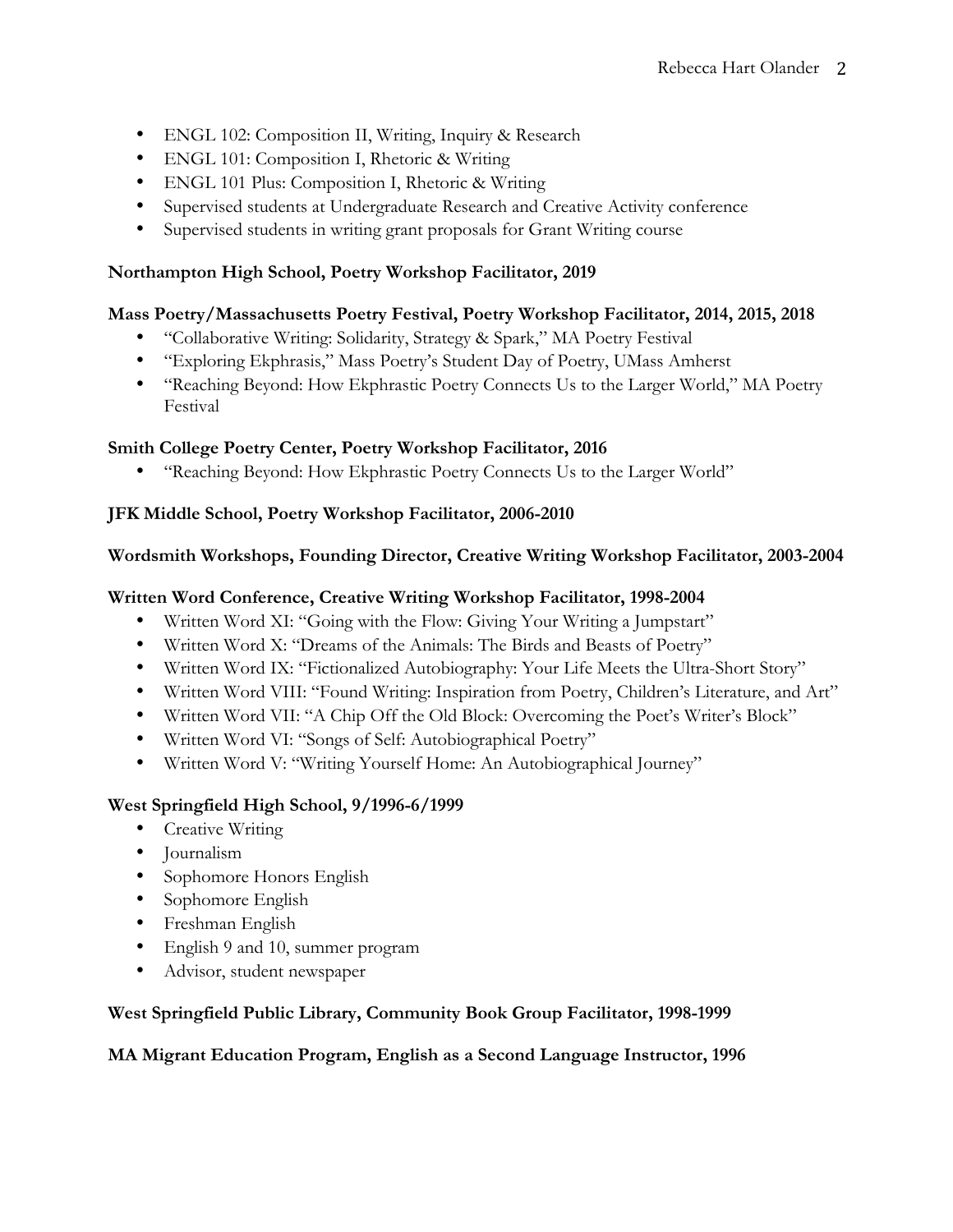- ENGL 102: Composition II, Writing, Inquiry & Research
- ENGL 101: Composition I, Rhetoric & Writing
- ENGL 101 Plus: Composition I, Rhetoric & Writing
- Supervised students at Undergraduate Research and Creative Activity conference
- Supervised students in writing grant proposals for Grant Writing course

**Northampton High School, Poetry Workshop Facilitator, 2019**

**Mass Poetry/Massachusetts Poetry Festival, Poetry Workshop Facilitator, 2014, 2015, 2018**

- "Collaborative Writing: Solidarity, Strategy & Spark," MA Poetry Festival
- "Exploring Ekphrasis," Mass Poetry's Student Day of Poetry, UMass Amherst
- "Reaching Beyond: How Ekphrastic Poetry Connects Us to the Larger World," MA Poetry Festival

**Smith College Poetry Center, Poetry Workshop Facilitator, 2016**

- "Reaching Beyond: How Ekphrastic Poetry Connects Us to the Larger World"

**JFK Middle School, Poetry Workshop Facilitator, 2006-2010**

**Wordsmith Workshops, Founding Director, Creative Writing Workshop Facilitator, 2003-2004**

**Written Word Conference, Creative Writing Workshop Facilitator, 1998-2004**

- Written Word XI: "Going with the Flow: Giving Your Writing a Jumpstart"
- Written Word X: "Dreams of the Animals: The Birds and Beasts of Poetry"
- Written Word IX: "Fictionalized Autobiography: Your Life Meets the Ultra-Short Story"
- Written Word VIII: "Found Writing: Inspiration from Poetry, Children's Literature, and Art"
- Written Word VII: "A Chip Off the Old Block: Overcoming the Poet's Writer's Block"
- Written Word VI: "Songs of Self: Autobiographical Poetry"
- Written Word V: "Writing Yourself Home: An Autobiographical Journey"

**West Springfield High School, 9/1996-6/1999**

- Creative Writing
- Journalism
- Sophomore Honors English
- Sophomore English
- Freshman English
- English 9 and 10, summer program
- Advisor, student newspaper

**West Springfield Public Library, Community Book Group Facilitator, 1998-1999**

**MA Migrant Education Program, English as a Second Language Instructor, 1996**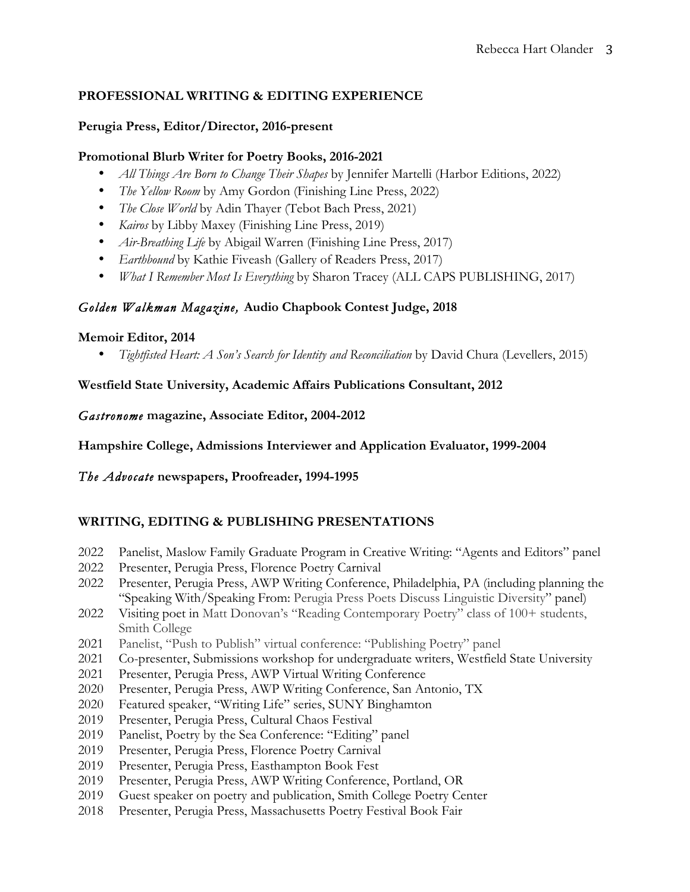## PROFESSIONAL WRITING & EDITING EXPERIENCE

**Perugia Press, Editor/Director, 2016-present**

**Promotional Blurb Writer for Poetry Books, 2016-2021**

- *All Things Are Born to Change Their Shapes* by Jennifer Martelli (Harbor Editions, 2022)
- *The Yellow Room* by Amy Gordon (Finishing Line Press, 2022)
- *The Close World* by Adin Thayer (Tebot Bach Press, 2021)
- *Kairos* by Libby Maxey (Finishing Line Press, 2019)
- *Air-Breathing Life* by Abigail Warren (Finishing Line Press, 2017)
- *Earthbound* by Kathie Fiveash (Gallery of Readers Press, 2017)
- *What I Remember Most Is Everything* by Sharon Tracey (ALL CAPS PUBLISHING, 2017)

***Golden Walkman Magazine*, Audio Chapbook Contest Judge, 2018**

**Memoir Editor, 2014**

- *Tightfisted Heart: A Son's Search for Identity and Reconciliation* by David Chura (Levellers, 2015)

**Westfield State University, Academic Affairs Publications Consultant, 2012**

***Gastronome* magazine, Associate Editor, 2004-2012**

**Hampshire College, Admissions Interviewer and Application Evaluator, 1999-2004**

***The Advocate* newspapers, Proofreader, 1994-1995**

## WRITING, EDITING & PUBLISHING PRESENTATIONS

2022 Panelist, Maslow Family Graduate Program in Creative Writing: "Agents and Editors" panel
2022 Presenter, Perugia Press, Florence Poetry Carnival
2022 Presenter, Perugia Press, AWP Writing Conference, Philadelphia, PA (including planning the "Speaking With/Speaking From: Perugia Press Poets Discuss Linguistic Diversity" panel)
2022 Visiting poet in Matt Donovan's "Reading Contemporary Poetry" class of 100+ students, Smith College
2021 Panelist, "Push to Publish" virtual conference: "Publishing Poetry" panel
2021 Co-presenter, Submissions workshop for undergraduate writers, Westfield State University
2021 Presenter, Perugia Press, AWP Virtual Writing Conference
2020 Presenter, Perugia Press, AWP Writing Conference, San Antonio, TX
2020 Featured speaker, "Writing Life" series, SUNY Binghamton
2019 Presenter, Perugia Press, Cultural Chaos Festival
2019 Panelist, Poetry by the Sea Conference: "Editing" panel
2019 Presenter, Perugia Press, Florence Poetry Carnival
2019 Presenter, Perugia Press, Easthampton Book Fest
2019 Presenter, Perugia Press, AWP Writing Conference, Portland, OR
2019 Guest speaker on poetry and publication, Smith College Poetry Center
2018 Presenter, Perugia Press, Massachusetts Poetry Festival Book Fair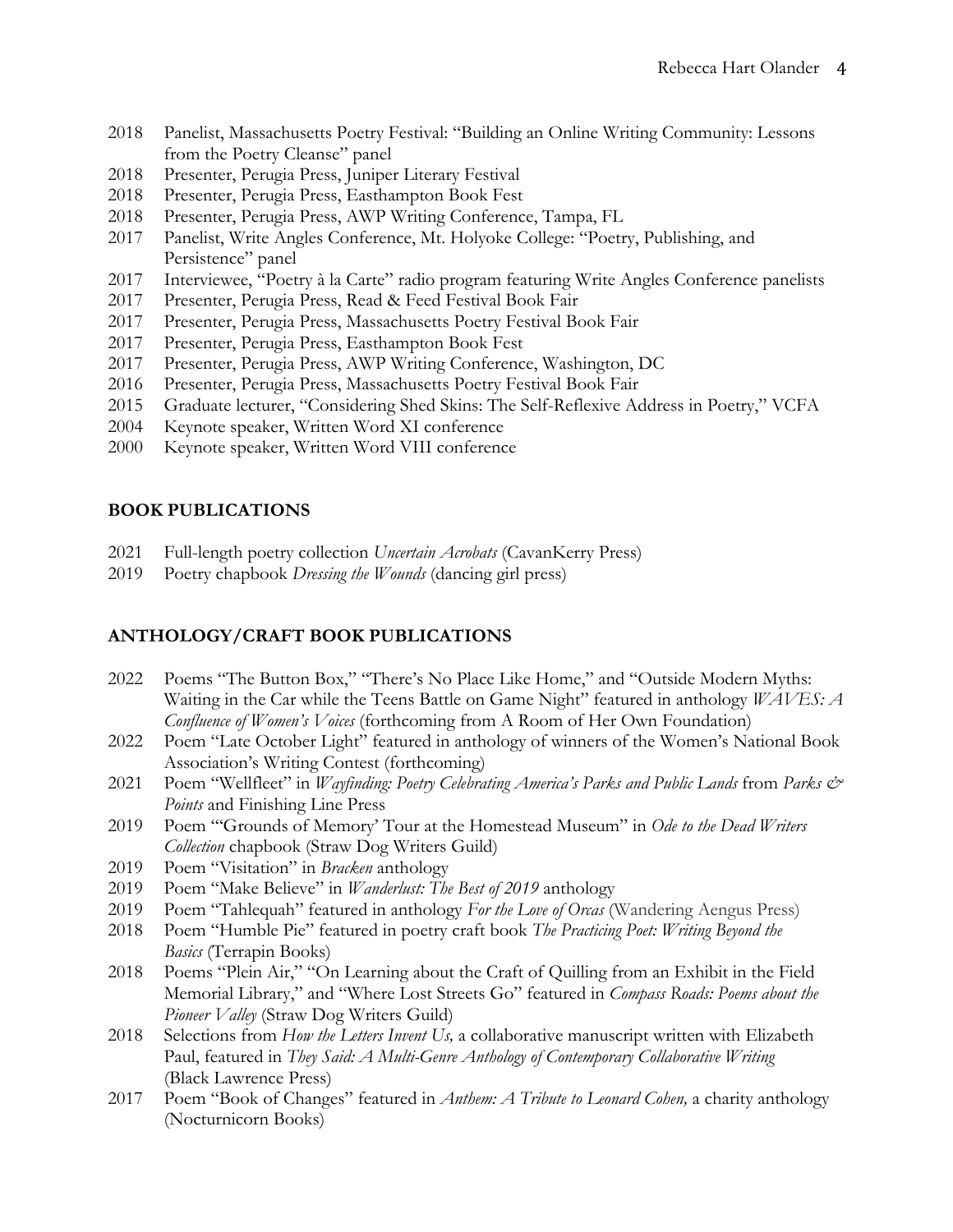2018 Panelist, Massachusetts Poetry Festival: "Building an Online Writing Community: Lessons from the Poetry Cleanse" panel
2018 Presenter, Perugia Press, Juniper Literary Festival
2018 Presenter, Perugia Press, Easthampton Book Fest
2018 Presenter, Perugia Press, AWP Writing Conference, Tampa, FL
2017 Panelist, Write Angles Conference, Mt. Holyoke College: "Poetry, Publishing, and Persistence" panel
2017 Interviewee, "Poetry à la Carte" radio program featuring Write Angles Conference panelists
2017 Presenter, Perugia Press, Read & Feed Festival Book Fair
2017 Presenter, Perugia Press, Massachusetts Poetry Festival Book Fair
2017 Presenter, Perugia Press, Easthampton Book Fest
2017 Presenter, Perugia Press, AWP Writing Conference, Washington, DC
2016 Presenter, Perugia Press, Massachusetts Poetry Festival Book Fair
2015 Graduate lecturer, "Considering Shed Skins: The Self-Reflexive Address in Poetry," VCFA
2004 Keynote speaker, Written Word XI conference
2000 Keynote speaker, Written Word VIII conference

## BOOK PUBLICATIONS

2021 Full-length poetry collection *Uncertain Acrobats* (CavanKerry Press)
2019 Poetry chapbook *Dressing the Wounds* (dancing girl press)

## ANTHOLOGY/CRAFT BOOK PUBLICATIONS

2022 Poems "The Button Box," "There's No Place Like Home," and "Outside Modern Myths: Waiting in the Car while the Teens Battle on Game Night" featured in anthology *WAVES: A Confluence of Women's Voices* (forthcoming from A Room of Her Own Foundation)
2022 Poem "Late October Light" featured in anthology of winners of the Women's National Book Association's Writing Contest (forthcoming)
2021 Poem "Wellfleet" in *Wayfinding: Poetry Celebrating America's Parks and Public Lands* from *Parks & Points* and Finishing Line Press
2019 Poem "'Grounds of Memory' Tour at the Homestead Museum" in *Ode to the Dead Writers Collection* chapbook (Straw Dog Writers Guild)
2019 Poem "Visitation" in *Bracken* anthology
2019 Poem "Make Believe" in *Wanderlust: The Best of 2019* anthology
2019 Poem "Tahlequah" featured in anthology *For the Love of Orcas* (Wandering Aengus Press)
2018 Poem "Humble Pie" featured in poetry craft book *The Practicing Poet: Writing Beyond the Basics* (Terrapin Books)
2018 Poems "Plein Air," "On Learning about the Craft of Quilling from an Exhibit in the Field Memorial Library," and "Where Lost Streets Go" featured in *Compass Roads: Poems about the Pioneer Valley* (Straw Dog Writers Guild)
2018 Selections from *How the Letters Invent Us,* a collaborative manuscript written with Elizabeth Paul, featured in *They Said: A Multi-Genre Anthology of Contemporary Collaborative Writing* (Black Lawrence Press)
2017 Poem "Book of Changes" featured in *Anthem: A Tribute to Leonard Cohen,* a charity anthology (Nocturnicorn Books)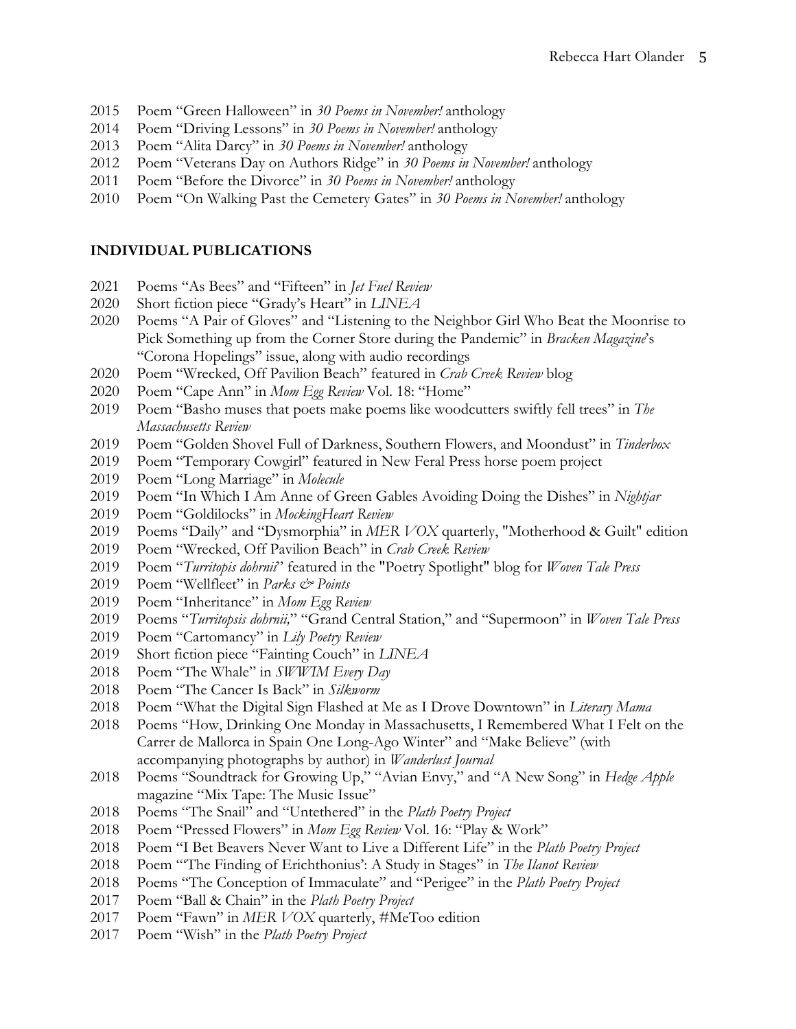2015 Poem "Green Halloween" in *30 Poems in November!* anthology
2014 Poem "Driving Lessons" in *30 Poems in November!* anthology
2013 Poem "Alita Darcy" in *30 Poems in November!* anthology
2012 Poem "Veterans Day on Authors Ridge" in *30 Poems in November!* anthology
2011 Poem "Before the Divorce" in *30 Poems in November!* anthology
2010 Poem "On Walking Past the Cemetery Gates" in *30 Poems in November!* anthology

## INDIVIDUAL PUBLICATIONS

2021 Poems "As Bees" and "Fifteen" in *Jet Fuel Review*
2020 Short fiction piece "Grady's Heart" in *LINEA*
2020 Poems "A Pair of Gloves" and "Listening to the Neighbor Girl Who Beat the Moonrise to Pick Something up from the Corner Store during the Pandemic" in *Bracken Magazine*'s "Corona Hopelings" issue, along with audio recordings
2020 Poem "Wrecked, Off Pavilion Beach" featured in *Crab Creek Review* blog
2020 Poem "Cape Ann" in *Mom Egg Review* Vol. 18: "Home"
2019 Poem "Basho muses that poets make poems like woodcutters swiftly fell trees" in *The Massachusetts Review*
2019 Poem "Golden Shovel Full of Darkness, Southern Flowers, and Moondust" in *Tinderbox*
2019 Poem "Temporary Cowgirl" featured in New Feral Press horse poem project
2019 Poem "Long Marriage" in *Molecule*
2019 Poem "In Which I Am Anne of Green Gables Avoiding Doing the Dishes" in *Nightjar*
2019 Poem "Goldilocks" in *MockingHeart Review*
2019 Poems "Daily" and "Dysmorphia" in *MER VOX* quarterly, "Motherhood & Guilt" edition
2019 Poem "Wrecked, Off Pavilion Beach" in *Crab Creek Review*
2019 Poem "*Turritopis dohrnii*" featured in the "Poetry Spotlight" blog for *Woven Tale Press*
2019 Poem "Wellfleet" in *Parks & Points*
2019 Poem "Inheritance" in *Mom Egg Review*
2019 Poems "*Turritopsis dohrnii*," "Grand Central Station," and "Supermoon" in *Woven Tale Press*
2019 Poem "Cartomancy" in *Lily Poetry Review*
2019 Short fiction piece "Fainting Couch" in *LINEA*
2018 Poem "The Whale" in *SWWIM Every Day*
2018 Poem "The Cancer Is Back" in *Silkworm*
2018 Poem "What the Digital Sign Flashed at Me as I Drove Downtown" in *Literary Mama*
2018 Poems "How, Drinking One Monday in Massachusetts, I Remembered What I Felt on the Carrer de Mallorca in Spain One Long-Ago Winter" and "Make Believe" (with accompanying photographs by author) in *Wanderlust Journal*
2018 Poems "Soundtrack for Growing Up," "Avian Envy," and "A New Song" in *Hedge Apple* magazine "Mix Tape: The Music Issue"
2018 Poems "The Snail" and "Untethered" in the *Plath Poetry Project*
2018 Poem "Pressed Flowers" in *Mom Egg Review* Vol. 16: "Play & Work"
2018 Poem "I Bet Beavers Never Want to Live a Different Life" in the *Plath Poetry Project*
2018 Poem "'The Finding of Erichthonius': A Study in Stages" in *The Ilanot Review*
2018 Poems "The Conception of Immaculate" and "Perigee" in the *Plath Poetry Project*
2017 Poem "Ball & Chain" in the *Plath Poetry Project*
2017 Poem "Fawn" in *MER VOX* quarterly, #MeToo edition
2017 Poem "Wish" in the *Plath Poetry Project*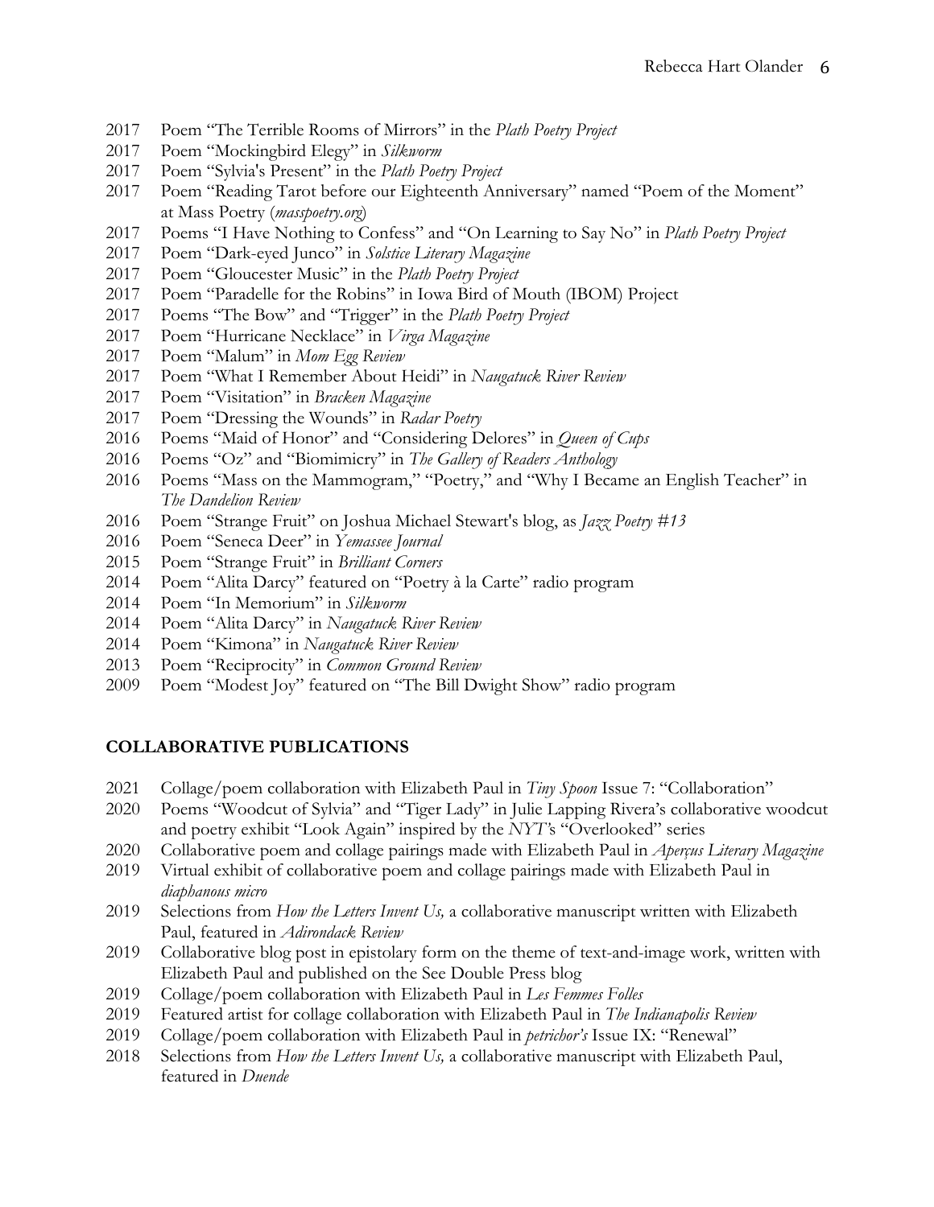2017 Poem "The Terrible Rooms of Mirrors" in the *Plath Poetry Project*
2017 Poem "Mockingbird Elegy" in *Silkworm*
2017 Poem "Sylvia's Present" in the *Plath Poetry Project*
2017 Poem "Reading Tarot before our Eighteenth Anniversary" named "Poem of the Moment" at Mass Poetry (*masspoetry.org*)
2017 Poems "I Have Nothing to Confess" and "On Learning to Say No" in *Plath Poetry Project*
2017 Poem "Dark-eyed Junco" in *Solstice Literary Magazine*
2017 Poem "Gloucester Music" in the *Plath Poetry Project*
2017 Poem "Paradelle for the Robins" in Iowa Bird of Mouth (IBOM) Project
2017 Poems "The Bow" and "Trigger" in the *Plath Poetry Project*
2017 Poem "Hurricane Necklace" in *Virga Magazine*
2017 Poem "Malum" in *Mom Egg Review*
2017 Poem "What I Remember About Heidi" in *Naugatuck River Review*
2017 Poem "Visitation" in *Bracken Magazine*
2017 Poem "Dressing the Wounds" in *Radar Poetry*
2016 Poems "Maid of Honor" and "Considering Delores" in *Queen of Cups*
2016 Poems "Oz" and "Biomimicry" in *The Gallery of Readers Anthology*
2016 Poems "Mass on the Mammogram," "Poetry," and "Why I Became an English Teacher" in *The Dandelion Review*
2016 Poem "Strange Fruit" on Joshua Michael Stewart's blog, as *Jazz Poetry #13*
2016 Poem "Seneca Deer" in *Yemassee Journal*
2015 Poem "Strange Fruit" in *Brilliant Corners*
2014 Poem "Alita Darcy" featured on "Poetry à la Carte" radio program
2014 Poem "In Memorium" in *Silkworm*
2014 Poem "Alita Darcy" in *Naugatuck River Review*
2014 Poem "Kimona" in *Naugatuck River Review*
2013 Poem "Reciprocity" in *Common Ground Review*
2009 Poem "Modest Joy" featured on "The Bill Dwight Show" radio program

## COLLABORATIVE PUBLICATIONS

2021 Collage/poem collaboration with Elizabeth Paul in *Tiny Spoon* Issue 7: "Collaboration"
2020 Poems "Woodcut of Sylvia" and "Tiger Lady" in Julie Lapping Rivera's collaborative woodcut and poetry exhibit "Look Again" inspired by the *NYT*'s "Overlooked" series
2020 Collaborative poem and collage pairings made with Elizabeth Paul in *Aperçus Literary Magazine*
2019 Virtual exhibit of collaborative poem and collage pairings made with Elizabeth Paul in *diaphanous micro*
2019 Selections from *How the Letters Invent Us,* a collaborative manuscript written with Elizabeth Paul, featured in *Adirondack Review*
2019 Collaborative blog post in epistolary form on the theme of text-and-image work, written with Elizabeth Paul and published on the See Double Press blog
2019 Collage/poem collaboration with Elizabeth Paul in *Les Femmes Folles*
2019 Featured artist for collage collaboration with Elizabeth Paul in *The Indianapolis Review*
2019 Collage/poem collaboration with Elizabeth Paul in *petrichor's* Issue IX: "Renewal"
2018 Selections from *How the Letters Invent Us,* a collaborative manuscript with Elizabeth Paul, featured in *Duende*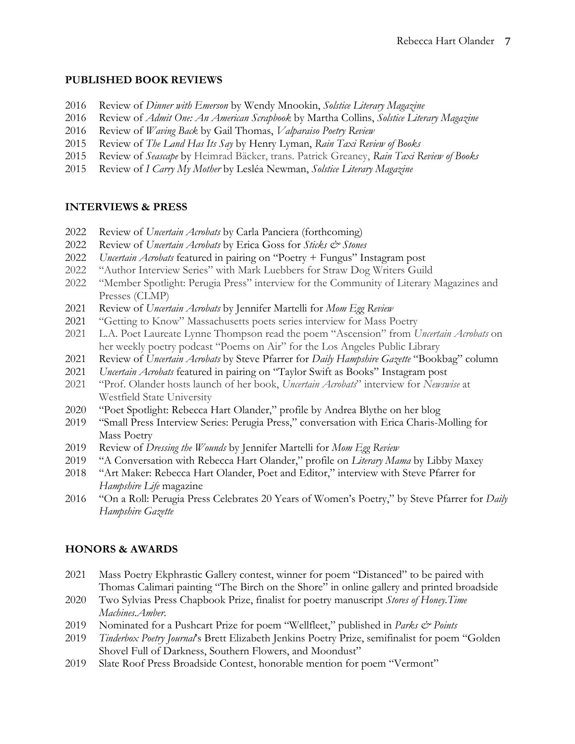**PUBLISHED BOOK REVIEWS**

2016 Review of *Dinner with Emerson* by Wendy Mnookin, *Solstice Literary Magazine*
2016 Review of *Admit One: An American Scrapbook* by Martha Collins, *Solstice Literary Magazine*
2016 Review of *Waving Back* by Gail Thomas, *Valparaiso Poetry Review*
2015 Review of *The Land Has Its Say* by Henry Lyman, *Rain Taxi Review of Books*
2015 Review of *Seascape* by Heimrad Bäcker, trans. Patrick Greaney, *Rain Taxi Review of Books*
2015 Review of *I Carry My Mother* by Lesléa Newman, *Solstice Literary Magazine*

**INTERVIEWS & PRESS**

2022 Review of *Uncertain Acrobats* by Carla Panciera (forthcoming)
2022 Review of *Uncertain Acrobats* by Erica Goss for *Sticks & Stones*
2022 *Uncertain Acrobats* featured in pairing on "Poetry + Fungus" Instagram post
2022 "Author Interview Series" with Mark Luebbers for Straw Dog Writers Guild
2022 "Member Spotlight: Perugia Press" interview for the Community of Literary Magazines and Presses (CLMP)
2021 Review of *Uncertain Acrobats* by Jennifer Martelli for *Mom Egg Review*
2021 "Getting to Know" Massachusetts poets series interview for Mass Poetry
2021 L.A. Poet Laureate Lynne Thompson read the poem "Ascension" from *Uncertain Acrobats* on her weekly poetry podcast "Poems on Air" for the Los Angeles Public Library
2021 Review of *Uncertain Acrobats* by Steve Pfarrer for *Daily Hampshire Gazette* "Bookbag" column
2021 *Uncertain Acrobats* featured in pairing on "Taylor Swift as Books" Instagram post
2021 "Prof. Olander hosts launch of her book, *Uncertain Acrobats*" interview for *Newswise* at Westfield State University
2020 "Poet Spotlight: Rebecca Hart Olander," profile by Andrea Blythe on her blog
2019 "Small Press Interview Series: Perugia Press," conversation with Erica Charis-Molling for Mass Poetry
2019 Review of *Dressing the Wounds* by Jennifer Martelli for *Mom Egg Review*
2019 "A Conversation with Rebecca Hart Olander," profile on *Literary Mama* by Libby Maxey
2018 "Art Maker: Rebecca Hart Olander, Poet and Editor," interview with Steve Pfarrer for *Hampshire Life* magazine
2016 "On a Roll: Perugia Press Celebrates 20 Years of Women's Poetry," by Steve Pfarrer for *Daily Hampshire Gazette*

**HONORS & AWARDS**

2021 Mass Poetry Ekphrastic Gallery contest, winner for poem "Distanced" to be paired with Thomas Calimari painting "The Birch on the Shore" in online gallery and printed broadside
2020 Two Sylvias Press Chapbook Prize, finalist for poetry manuscript *Stores of Honey.Time Machines.Amber.*
2019 Nominated for a Pushcart Prize for poem "Wellfleet," published in *Parks & Points*
2019 *Tinderbox Poetry Journal*'s Brett Elizabeth Jenkins Poetry Prize, semifinalist for poem "Golden Shovel Full of Darkness, Southern Flowers, and Moondust"
2019 Slate Roof Press Broadside Contest, honorable mention for poem "Vermont"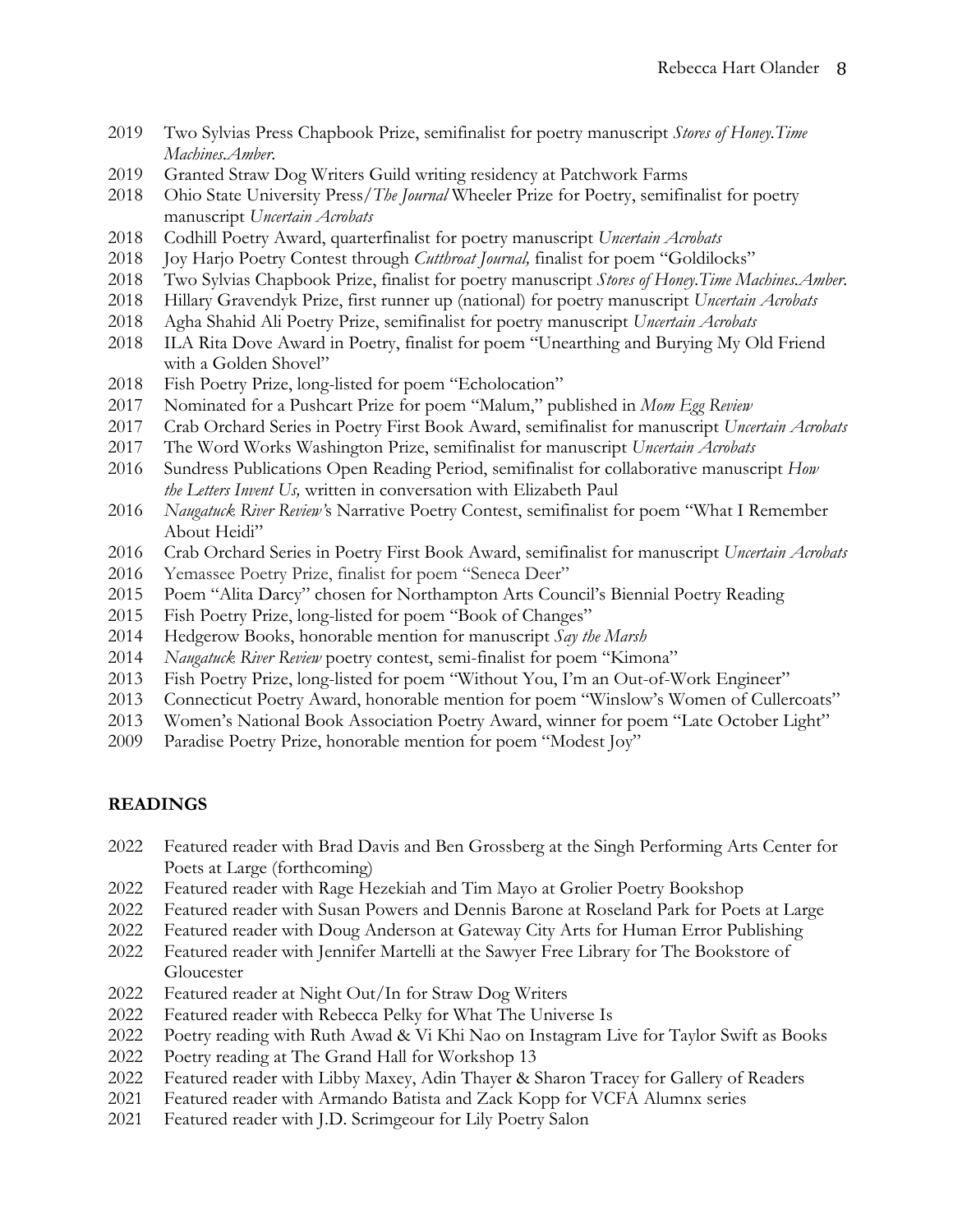2019 Two Sylvias Press Chapbook Prize, semifinalist for poetry manuscript *Stores of Honey.Time Machines.Amber.*
2019 Granted Straw Dog Writers Guild writing residency at Patchwork Farms
2018 Ohio State University Press/*The Journal* Wheeler Prize for Poetry, semifinalist for poetry manuscript *Uncertain Acrobats*
2018 Codhill Poetry Award, quarterfinalist for poetry manuscript *Uncertain Acrobats*
2018 Joy Harjo Poetry Contest through *Cutthroat Journal,* finalist for poem "Goldilocks"
2018 Two Sylvias Chapbook Prize, finalist for poetry manuscript *Stores of Honey.Time Machines.Amber.*
2018 Hillary Gravendyk Prize, first runner up (national) for poetry manuscript *Uncertain Acrobats*
2018 Agha Shahid Ali Poetry Prize, semifinalist for poetry manuscript *Uncertain Acrobats*
2018 ILA Rita Dove Award in Poetry, finalist for poem "Unearthing and Burying My Old Friend with a Golden Shovel"
2018 Fish Poetry Prize, long-listed for poem "Echolocation"
2017 Nominated for a Pushcart Prize for poem "Malum," published in *Mom Egg Review*
2017 Crab Orchard Series in Poetry First Book Award, semifinalist for manuscript *Uncertain Acrobats*
2017 The Word Works Washington Prize, semifinalist for manuscript *Uncertain Acrobats*
2016 Sundress Publications Open Reading Period, semifinalist for collaborative manuscript *How the Letters Invent Us,* written in conversation with Elizabeth Paul
2016 *Naugatuck River Review's* Narrative Poetry Contest, semifinalist for poem "What I Remember About Heidi"
2016 Crab Orchard Series in Poetry First Book Award, semifinalist for manuscript *Uncertain Acrobats*
2016 Yemassee Poetry Prize, finalist for poem "Seneca Deer"
2015 Poem "Alita Darcy" chosen for Northampton Arts Council's Biennial Poetry Reading
2015 Fish Poetry Prize, long-listed for poem "Book of Changes"
2014 Hedgerow Books, honorable mention for manuscript *Say the Marsh*
2014 *Naugatuck River Review* poetry contest, semi-finalist for poem "Kimona"
2013 Fish Poetry Prize, long-listed for poem "Without You, I'm an Out-of-Work Engineer"
2013 Connecticut Poetry Award, honorable mention for poem "Winslow's Women of Cullercoats"
2013 Women's National Book Association Poetry Award, winner for poem "Late October Light"
2009 Paradise Poetry Prize, honorable mention for poem "Modest Joy"

## READINGS

2022 Featured reader with Brad Davis and Ben Grossberg at the Singh Performing Arts Center for Poets at Large (forthcoming)
2022 Featured reader with Rage Hezekiah and Tim Mayo at Grolier Poetry Bookshop
2022 Featured reader with Susan Powers and Dennis Barone at Roseland Park for Poets at Large
2022 Featured reader with Doug Anderson at Gateway City Arts for Human Error Publishing
2022 Featured reader with Jennifer Martelli at the Sawyer Free Library for The Bookstore of Gloucester
2022 Featured reader at Night Out/In for Straw Dog Writers
2022 Featured reader with Rebecca Pelky for What The Universe Is
2022 Poetry reading with Ruth Awad & Vi Khi Nao on Instagram Live for Taylor Swift as Books
2022 Poetry reading at The Grand Hall for Workshop 13
2022 Featured reader with Libby Maxey, Adin Thayer & Sharon Tracey for Gallery of Readers
2021 Featured reader with Armando Batista and Zack Kopp for VCFA Alumnx series
2021 Featured reader with J.D. Scrimgeour for Lily Poetry Salon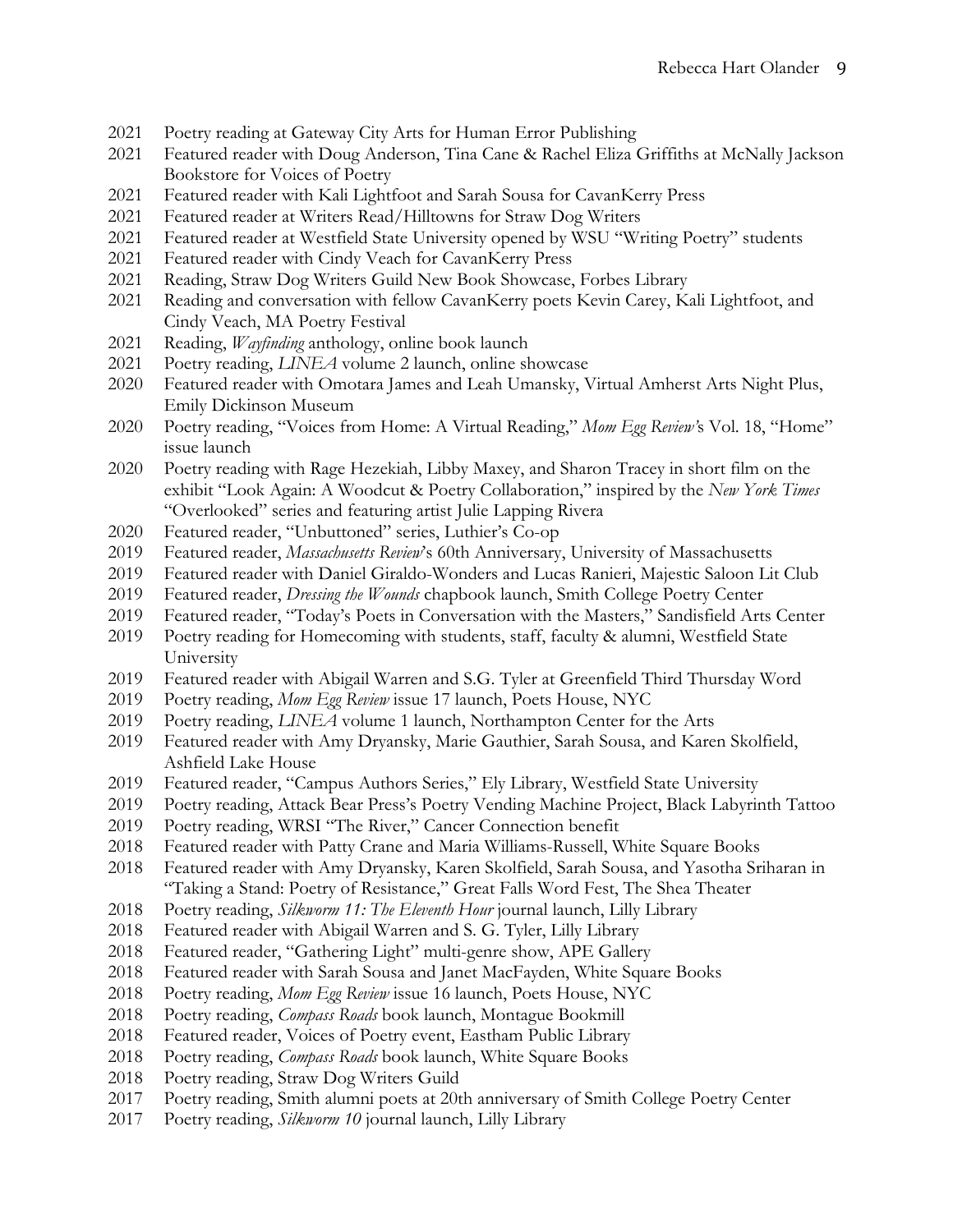2021 Poetry reading at Gateway City Arts for Human Error Publishing
2021 Featured reader with Doug Anderson, Tina Cane & Rachel Eliza Griffiths at McNally Jackson Bookstore for Voices of Poetry
2021 Featured reader with Kali Lightfoot and Sarah Sousa for CavanKerry Press
2021 Featured reader at Writers Read/Hilltowns for Straw Dog Writers
2021 Featured reader at Westfield State University opened by WSU "Writing Poetry" students
2021 Featured reader with Cindy Veach for CavanKerry Press
2021 Reading, Straw Dog Writers Guild New Book Showcase, Forbes Library
2021 Reading and conversation with fellow CavanKerry poets Kevin Carey, Kali Lightfoot, and Cindy Veach, MA Poetry Festival
2021 Reading, *Wayfinding* anthology, online book launch
2021 Poetry reading, *LINEA* volume 2 launch, online showcase
2020 Featured reader with Omotara James and Leah Umansky, Virtual Amherst Arts Night Plus, Emily Dickinson Museum
2020 Poetry reading, "Voices from Home: A Virtual Reading," *Mom Egg Review*'s Vol. 18, "Home" issue launch
2020 Poetry reading with Rage Hezekiah, Libby Maxey, and Sharon Tracey in short film on the exhibit "Look Again: A Woodcut & Poetry Collaboration," inspired by the *New York Times* "Overlooked" series and featuring artist Julie Lapping Rivera
2020 Featured reader, "Unbuttoned" series, Luthier's Co-op
2019 Featured reader, *Massachusetts Review*'s 60th Anniversary, University of Massachusetts
2019 Featured reader with Daniel Giraldo-Wonders and Lucas Ranieri, Majestic Saloon Lit Club
2019 Featured reader, *Dressing the Wounds* chapbook launch, Smith College Poetry Center
2019 Featured reader, "Today's Poets in Conversation with the Masters," Sandisfield Arts Center
2019 Poetry reading for Homecoming with students, staff, faculty & alumni, Westfield State University
2019 Featured reader with Abigail Warren and S.G. Tyler at Greenfield Third Thursday Word
2019 Poetry reading, *Mom Egg Review* issue 17 launch, Poets House, NYC
2019 Poetry reading, *LINEA* volume 1 launch, Northampton Center for the Arts
2019 Featured reader with Amy Dryansky, Marie Gauthier, Sarah Sousa, and Karen Skolfield, Ashfield Lake House
2019 Featured reader, "Campus Authors Series," Ely Library, Westfield State University
2019 Poetry reading, Attack Bear Press's Poetry Vending Machine Project, Black Labyrinth Tattoo
2019 Poetry reading, WRSI "The River," Cancer Connection benefit
2018 Featured reader with Patty Crane and Maria Williams-Russell, White Square Books
2018 Featured reader with Amy Dryansky, Karen Skolfield, Sarah Sousa, and Yasotha Sriharan in "Taking a Stand: Poetry of Resistance," Great Falls Word Fest, The Shea Theater
2018 Poetry reading, *Silkworm 11: The Eleventh Hour* journal launch, Lilly Library
2018 Featured reader with Abigail Warren and S. G. Tyler, Lilly Library
2018 Featured reader, "Gathering Light" multi-genre show, APE Gallery
2018 Featured reader with Sarah Sousa and Janet MacFayden, White Square Books
2018 Poetry reading, *Mom Egg Review* issue 16 launch, Poets House, NYC
2018 Poetry reading, *Compass Roads* book launch, Montague Bookmill
2018 Featured reader, Voices of Poetry event, Eastham Public Library
2018 Poetry reading, *Compass Roads* book launch, White Square Books
2018 Poetry reading, Straw Dog Writers Guild
2017 Poetry reading, Smith alumni poets at 20th anniversary of Smith College Poetry Center
2017 Poetry reading, *Silkworm 10* journal launch, Lilly Library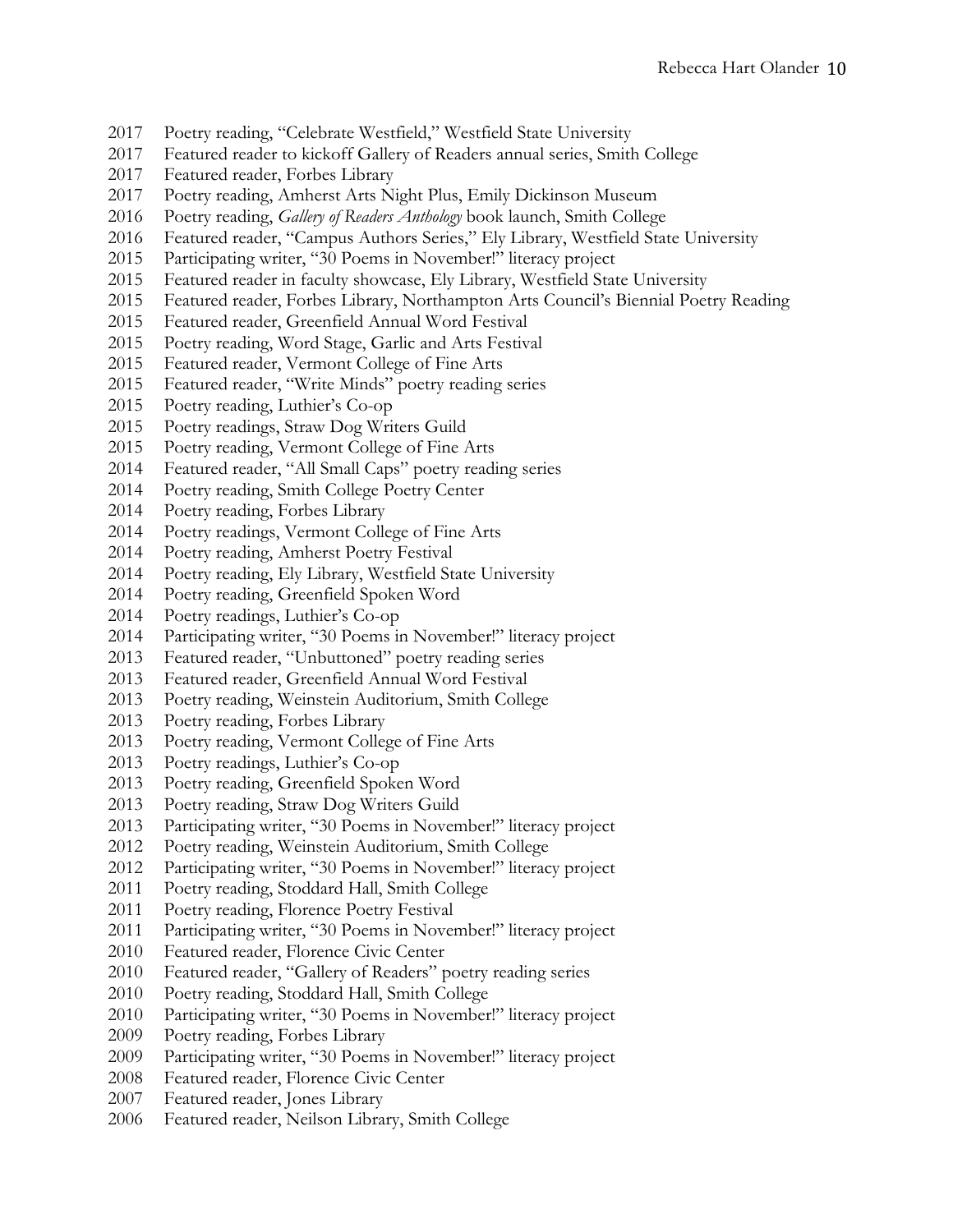2017 Poetry reading, "Celebrate Westfield," Westfield State University
2017 Featured reader to kickoff Gallery of Readers annual series, Smith College
2017 Featured reader, Forbes Library
2017 Poetry reading, Amherst Arts Night Plus, Emily Dickinson Museum
2016 Poetry reading, *Gallery of Readers Anthology* book launch, Smith College
2016 Featured reader, "Campus Authors Series," Ely Library, Westfield State University
2015 Participating writer, "30 Poems in November!" literacy project
2015 Featured reader in faculty showcase, Ely Library, Westfield State University
2015 Featured reader, Forbes Library, Northampton Arts Council's Biennial Poetry Reading
2015 Featured reader, Greenfield Annual Word Festival
2015 Poetry reading, Word Stage, Garlic and Arts Festival
2015 Featured reader, Vermont College of Fine Arts
2015 Featured reader, "Write Minds" poetry reading series
2015 Poetry reading, Luthier's Co-op
2015 Poetry readings, Straw Dog Writers Guild
2015 Poetry reading, Vermont College of Fine Arts
2014 Featured reader, "All Small Caps" poetry reading series
2014 Poetry reading, Smith College Poetry Center
2014 Poetry reading, Forbes Library
2014 Poetry readings, Vermont College of Fine Arts
2014 Poetry reading, Amherst Poetry Festival
2014 Poetry reading, Ely Library, Westfield State University
2014 Poetry reading, Greenfield Spoken Word
2014 Poetry readings, Luthier's Co-op
2014 Participating writer, "30 Poems in November!" literacy project
2013 Featured reader, "Unbuttoned" poetry reading series
2013 Featured reader, Greenfield Annual Word Festival
2013 Poetry reading, Weinstein Auditorium, Smith College
2013 Poetry reading, Forbes Library
2013 Poetry reading, Vermont College of Fine Arts
2013 Poetry readings, Luthier's Co-op
2013 Poetry reading, Greenfield Spoken Word
2013 Poetry reading, Straw Dog Writers Guild
2013 Participating writer, "30 Poems in November!" literacy project
2012 Poetry reading, Weinstein Auditorium, Smith College
2012 Participating writer, "30 Poems in November!" literacy project
2011 Poetry reading, Stoddard Hall, Smith College
2011 Poetry reading, Florence Poetry Festival
2011 Participating writer, "30 Poems in November!" literacy project
2010 Featured reader, Florence Civic Center
2010 Featured reader, "Gallery of Readers" poetry reading series
2010 Poetry reading, Stoddard Hall, Smith College
2010 Participating writer, "30 Poems in November!" literacy project
2009 Poetry reading, Forbes Library
2009 Participating writer, "30 Poems in November!" literacy project
2008 Featured reader, Florence Civic Center
2007 Featured reader, Jones Library
2006 Featured reader, Neilson Library, Smith College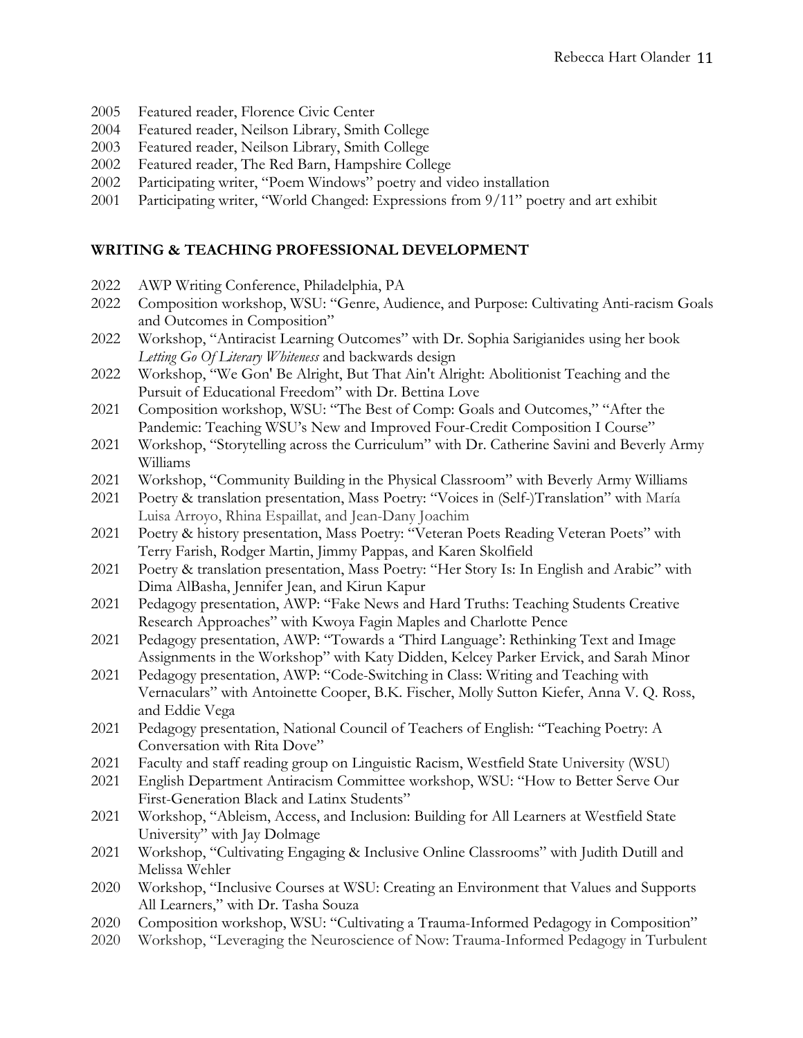2005 Featured reader, Florence Civic Center
2004 Featured reader, Neilson Library, Smith College
2003 Featured reader, Neilson Library, Smith College
2002 Featured reader, The Red Barn, Hampshire College
2002 Participating writer, "Poem Windows" poetry and video installation
2001 Participating writer, "World Changed: Expressions from 9/11" poetry and art exhibit

## WRITING & TEACHING PROFESSIONAL DEVELOPMENT

2022 AWP Writing Conference, Philadelphia, PA
2022 Composition workshop, WSU: "Genre, Audience, and Purpose: Cultivating Anti-racism Goals and Outcomes in Composition"
2022 Workshop, "Antiracist Learning Outcomes" with Dr. Sophia Sarigianides using her book *Letting Go Of Literary Whiteness* and backwards design
2022 Workshop, "We Gon' Be Alright, But That Ain't Alright: Abolitionist Teaching and the Pursuit of Educational Freedom" with Dr. Bettina Love
2021 Composition workshop, WSU: "The Best of Comp: Goals and Outcomes," "After the Pandemic: Teaching WSU's New and Improved Four-Credit Composition I Course"
2021 Workshop, "Storytelling across the Curriculum" with Dr. Catherine Savini and Beverly Army Williams
2021 Workshop, "Community Building in the Physical Classroom" with Beverly Army Williams
2021 Poetry & translation presentation, Mass Poetry: "Voices in (Self-)Translation" with María Luisa Arroyo, Rhina Espaillat, and Jean-Dany Joachim
2021 Poetry & history presentation, Mass Poetry: "Veteran Poets Reading Veteran Poets" with Terry Farish, Rodger Martin, Jimmy Pappas, and Karen Skolfield
2021 Poetry & translation presentation, Mass Poetry: "Her Story Is: In English and Arabic" with Dima AlBasha, Jennifer Jean, and Kirun Kapur
2021 Pedagogy presentation, AWP: "Fake News and Hard Truths: Teaching Students Creative Research Approaches" with Kwoya Fagin Maples and Charlotte Pence
2021 Pedagogy presentation, AWP: "Towards a 'Third Language': Rethinking Text and Image Assignments in the Workshop" with Katy Didden, Kelcey Parker Ervick, and Sarah Minor
2021 Pedagogy presentation, AWP: "Code-Switching in Class: Writing and Teaching with Vernaculars" with Antoinette Cooper, B.K. Fischer, Molly Sutton Kiefer, Anna V. Q. Ross, and Eddie Vega
2021 Pedagogy presentation, National Council of Teachers of English: "Teaching Poetry: A Conversation with Rita Dove"
2021 Faculty and staff reading group on Linguistic Racism, Westfield State University (WSU)
2021 English Department Antiracism Committee workshop, WSU: "How to Better Serve Our First-Generation Black and Latinx Students"
2021 Workshop, "Ableism, Access, and Inclusion: Building for All Learners at Westfield State University" with Jay Dolmage
2021 Workshop, "Cultivating Engaging & Inclusive Online Classrooms" with Judith Dutill and Melissa Wehler
2020 Workshop, "Inclusive Courses at WSU: Creating an Environment that Values and Supports All Learners," with Dr. Tasha Souza
2020 Composition workshop, WSU: "Cultivating a Trauma-Informed Pedagogy in Composition"
2020 Workshop, "Leveraging the Neuroscience of Now: Trauma-Informed Pedagogy in Turbulent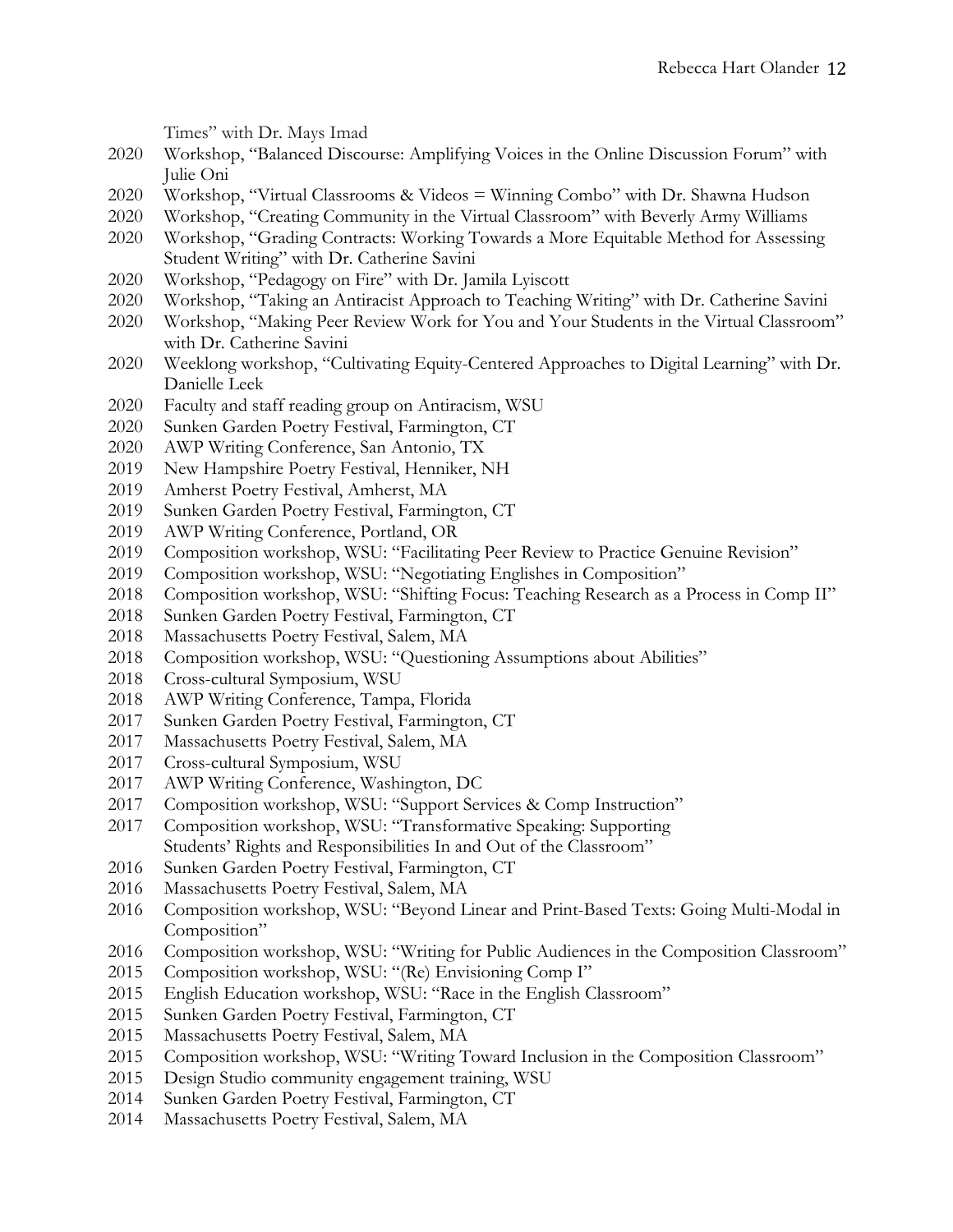Times" with Dr. Mays Imad

2020 Workshop, "Balanced Discourse: Amplifying Voices in the Online Discussion Forum" with Julie Oni

2020 Workshop, "Virtual Classrooms & Videos = Winning Combo" with Dr. Shawna Hudson

2020 Workshop, "Creating Community in the Virtual Classroom" with Beverly Army Williams

2020 Workshop, "Grading Contracts: Working Towards a More Equitable Method for Assessing Student Writing" with Dr. Catherine Savini

2020 Workshop, "Pedagogy on Fire" with Dr. Jamila Lyiscott

2020 Workshop, "Taking an Antiracist Approach to Teaching Writing" with Dr. Catherine Savini

2020 Workshop, "Making Peer Review Work for You and Your Students in the Virtual Classroom" with Dr. Catherine Savini

2020 Weeklong workshop, "Cultivating Equity-Centered Approaches to Digital Learning" with Dr. Danielle Leek

2020 Faculty and staff reading group on Antiracism, WSU

2020 Sunken Garden Poetry Festival, Farmington, CT

2020 AWP Writing Conference, San Antonio, TX

2019 New Hampshire Poetry Festival, Henniker, NH

2019 Amherst Poetry Festival, Amherst, MA

2019 Sunken Garden Poetry Festival, Farmington, CT

2019 AWP Writing Conference, Portland, OR

2019 Composition workshop, WSU: "Facilitating Peer Review to Practice Genuine Revision"

2019 Composition workshop, WSU: "Negotiating Englishes in Composition"

2018 Composition workshop, WSU: "Shifting Focus: Teaching Research as a Process in Comp II"

2018 Sunken Garden Poetry Festival, Farmington, CT

2018 Massachusetts Poetry Festival, Salem, MA

2018 Composition workshop, WSU: "Questioning Assumptions about Abilities"

2018 Cross-cultural Symposium, WSU

2018 AWP Writing Conference, Tampa, Florida

2017 Sunken Garden Poetry Festival, Farmington, CT

2017 Massachusetts Poetry Festival, Salem, MA

2017 Cross-cultural Symposium, WSU

2017 AWP Writing Conference, Washington, DC

2017 Composition workshop, WSU: "Support Services & Comp Instruction"

2017 Composition workshop, WSU: "Transformative Speaking: Supporting Students' Rights and Responsibilities In and Out of the Classroom"

2016 Sunken Garden Poetry Festival, Farmington, CT

2016 Massachusetts Poetry Festival, Salem, MA

2016 Composition workshop, WSU: "Beyond Linear and Print-Based Texts: Going Multi-Modal in Composition"

2016 Composition workshop, WSU: "Writing for Public Audiences in the Composition Classroom"

2015 Composition workshop, WSU: "(Re) Envisioning Comp I"

2015 English Education workshop, WSU: "Race in the English Classroom"

2015 Sunken Garden Poetry Festival, Farmington, CT

2015 Massachusetts Poetry Festival, Salem, MA

2015 Composition workshop, WSU: "Writing Toward Inclusion in the Composition Classroom"

2015 Design Studio community engagement training, WSU

2014 Sunken Garden Poetry Festival, Farmington, CT

2014 Massachusetts Poetry Festival, Salem, MA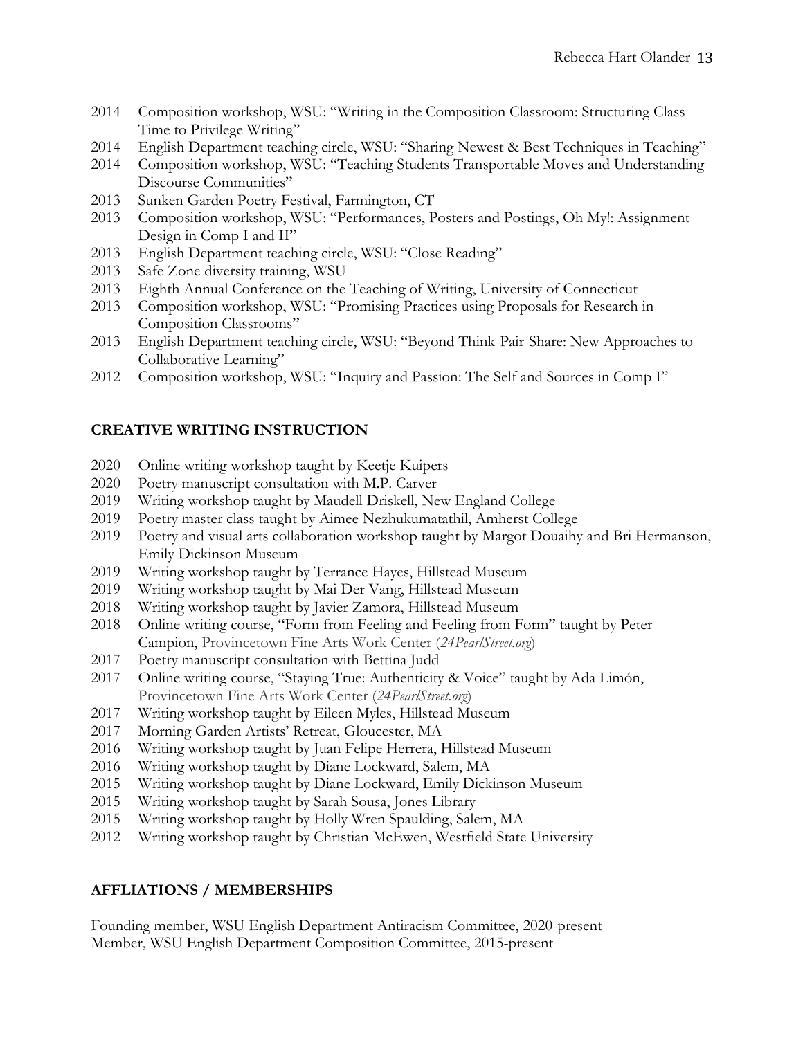2014 Composition workshop, WSU: "Writing in the Composition Classroom: Structuring Class Time to Privilege Writing"
2014 English Department teaching circle, WSU: "Sharing Newest & Best Techniques in Teaching"
2014 Composition workshop, WSU: "Teaching Students Transportable Moves and Understanding Discourse Communities"
2013 Sunken Garden Poetry Festival, Farmington, CT
2013 Composition workshop, WSU: "Performances, Posters and Postings, Oh My!: Assignment Design in Comp I and II"
2013 English Department teaching circle, WSU: "Close Reading"
2013 Safe Zone diversity training, WSU
2013 Eighth Annual Conference on the Teaching of Writing, University of Connecticut
2013 Composition workshop, WSU: "Promising Practices using Proposals for Research in Composition Classrooms"
2013 English Department teaching circle, WSU: "Beyond Think-Pair-Share: New Approaches to Collaborative Learning"
2012 Composition workshop, WSU: "Inquiry and Passion: The Self and Sources in Comp I"

## CREATIVE WRITING INSTRUCTION

2020 Online writing workshop taught by Keetje Kuipers
2020 Poetry manuscript consultation with M.P. Carver
2019 Writing workshop taught by Maudell Driskell, New England College
2019 Poetry master class taught by Aimee Nezhukumatathil, Amherst College
2019 Poetry and visual arts collaboration workshop taught by Margot Douaihy and Bri Hermanson, Emily Dickinson Museum
2019 Writing workshop taught by Terrance Hayes, Hillstead Museum
2019 Writing workshop taught by Mai Der Vang, Hillstead Museum
2018 Writing workshop taught by Javier Zamora, Hillstead Museum
2018 Online writing course, "Form from Feeling and Feeling from Form" taught by Peter Campion, Provincetown Fine Arts Work Center (*24PearlStreet.org*)
2017 Poetry manuscript consultation with Bettina Judd
2017 Online writing course, "Staying True: Authenticity & Voice" taught by Ada Limón, Provincetown Fine Arts Work Center (*24PearlStreet.org*)
2017 Writing workshop taught by Eileen Myles, Hillstead Museum
2017 Morning Garden Artists' Retreat, Gloucester, MA
2016 Writing workshop taught by Juan Felipe Herrera, Hillstead Museum
2016 Writing workshop taught by Diane Lockward, Salem, MA
2015 Writing workshop taught by Diane Lockward, Emily Dickinson Museum
2015 Writing workshop taught by Sarah Sousa, Jones Library
2015 Writing workshop taught by Holly Wren Spaulding, Salem, MA
2012 Writing workshop taught by Christian McEwen, Westfield State University

## AFFLIATIONS / MEMBERSHIPS

Founding member, WSU English Department Antiracism Committee, 2020-present
Member, WSU English Department Composition Committee, 2015-present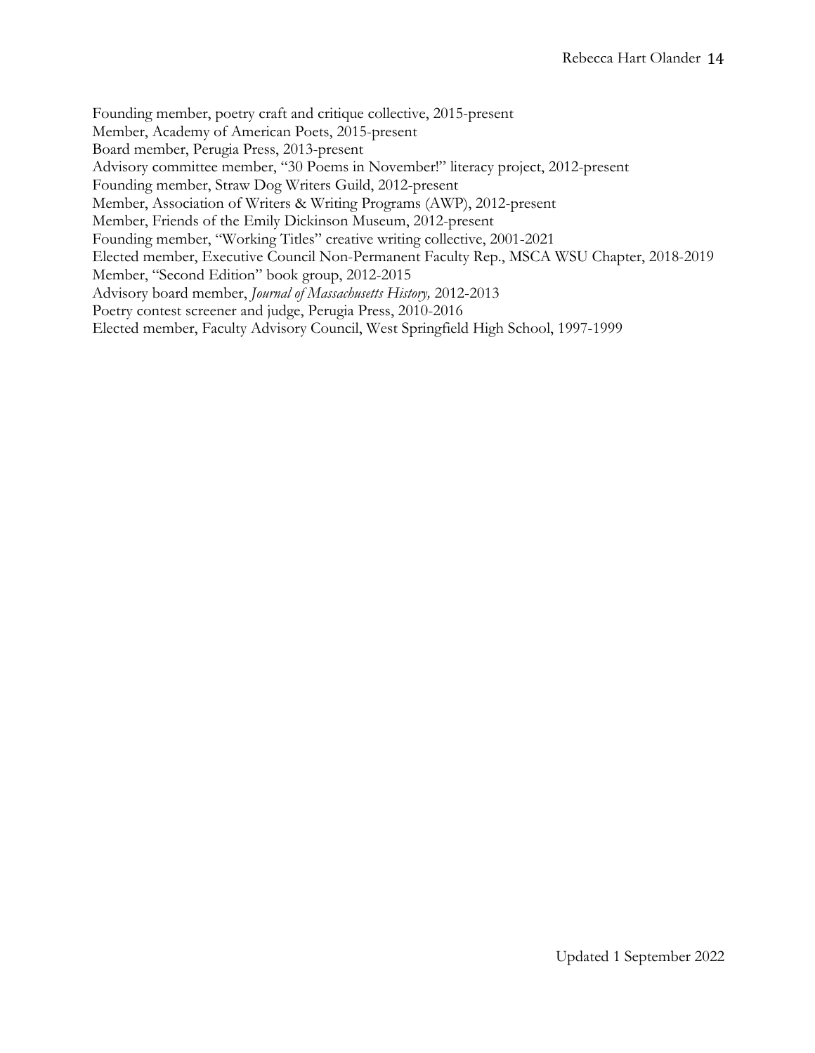Founding member, poetry craft and critique collective, 2015-present
Member, Academy of American Poets, 2015-present
Board member, Perugia Press, 2013-present
Advisory committee member, "30 Poems in November!" literacy project, 2012-present
Founding member, Straw Dog Writers Guild, 2012-present
Member, Association of Writers & Writing Programs (AWP), 2012-present
Member, Friends of the Emily Dickinson Museum, 2012-present
Founding member, "Working Titles" creative writing collective, 2001-2021
Elected member, Executive Council Non-Permanent Faculty Rep., MSCA WSU Chapter, 2018-2019
Member, "Second Edition" book group, 2012-2015
Advisory board member, *Journal of Massachusetts History,* 2012-2013
Poetry contest screener and judge, Perugia Press, 2010-2016
Elected member, Faculty Advisory Council, West Springfield High School, 1997-1999

Updated 1 September 2022